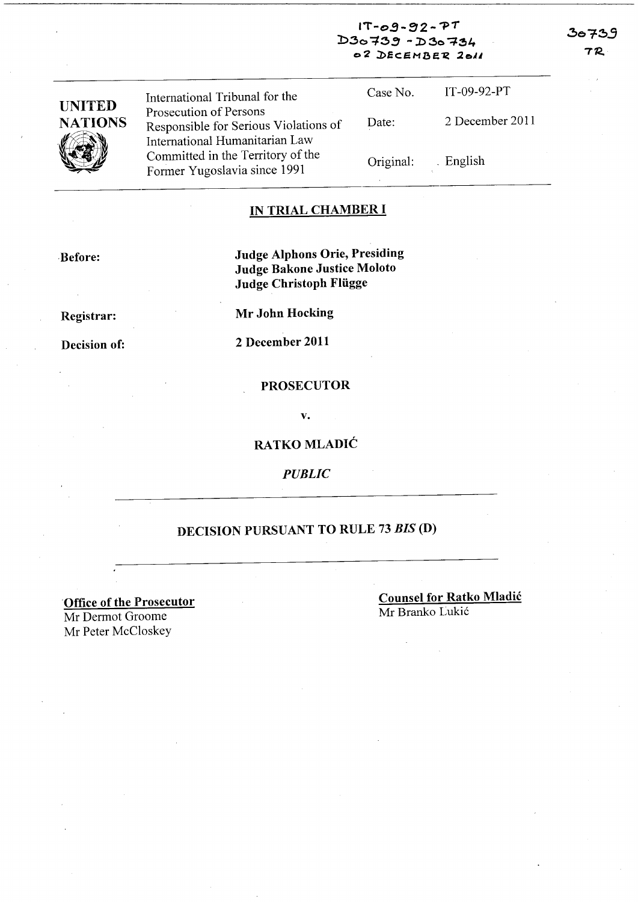IT-09-92-PT
D30739 - D30734
02 DECEMBER 2011

30739
TR

| UNITED NATIONS | International Tribunal for the Prosecution of Persons Responsible for Serious Violations of International Humanitarian Law Committed in the Territory of the Former Yugoslavia since 1991 | Case No. | IT-09-92-PT |
|---|---|---|---|
| | | Date: | 2 December 2011 |
| | | Original: | English |

## IN TRIAL CHAMBER I

**Before:** **Judge Alphons Orie, Presiding**
**Judge Bakone Justice Moloto**
**Judge Christoph Flügge**

**Registrar:** **Mr John Hocking**

**Decision of:** **2 December 2011**

**PROSECUTOR**

**v.**

**RATKO MLADIĆ**

***PUBLIC***

## DECISION PURSUANT TO RULE 73 *BIS* (D)

**Office of the Prosecutor**
Mr Dermot Groome
Mr Peter McCloskey

**Counsel for Ratko Mladić**
Mr Branko Lukić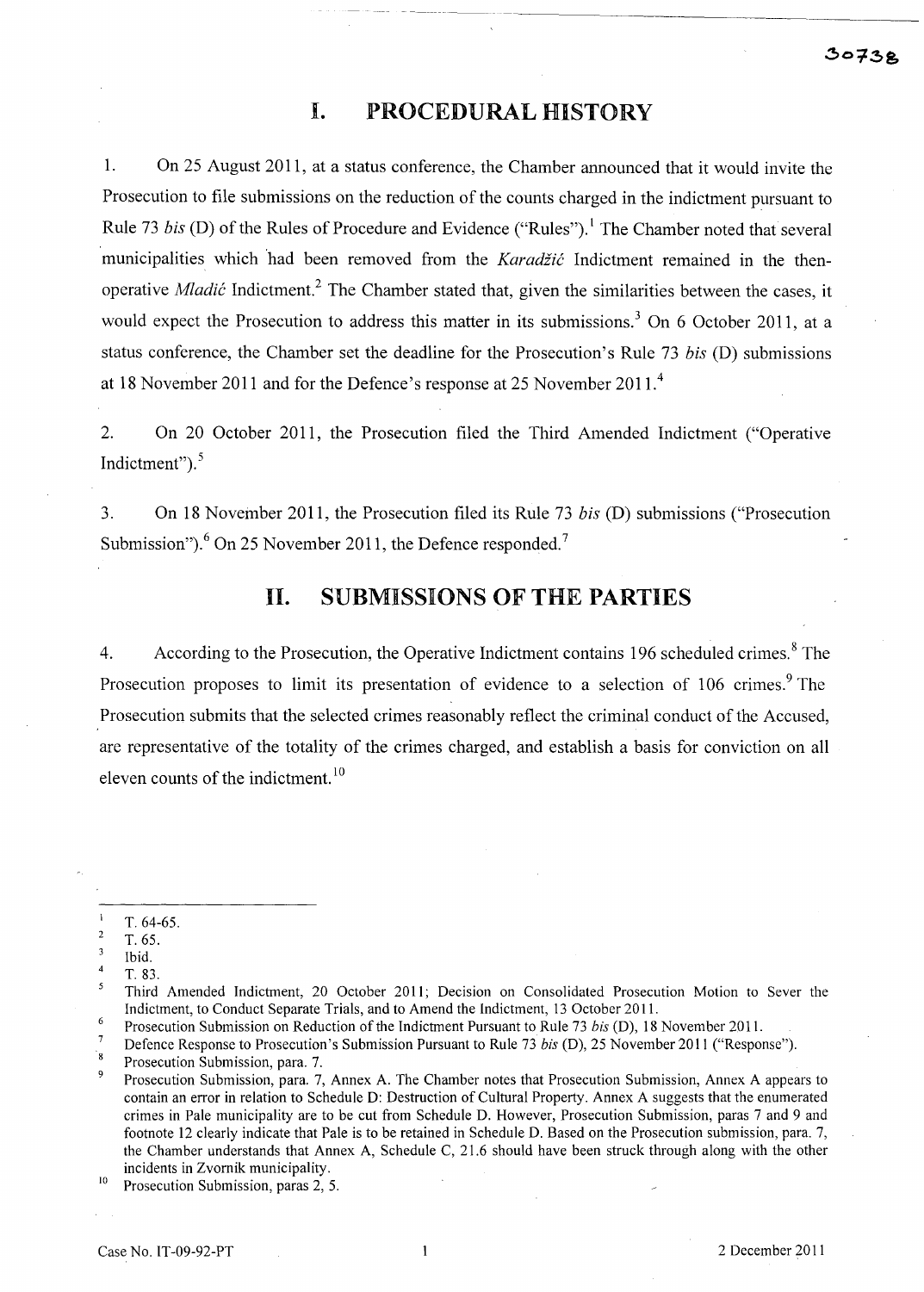# I. PROCEDURAL HISTORY

1. On 25 August 2011, at a status conference, the Chamber announced that it would invite the Prosecution to file submissions on the reduction of the counts charged in the indictment pursuant to Rule 73 *bis* (D) of the Rules of Procedure and Evidence ("Rules").[1] The Chamber noted that several municipalities which had been removed from the *Karadžić* Indictment remained in the then-operative *Mladić* Indictment.[2] The Chamber stated that, given the similarities between the cases, it would expect the Prosecution to address this matter in its submissions.[3] On 6 October 2011, at a status conference, the Chamber set the deadline for the Prosecution's Rule 73 *bis* (D) submissions at 18 November 2011 and for the Defence's response at 25 November 2011.[4]

2. On 20 October 2011, the Prosecution filed the Third Amended Indictment ("Operative Indictment").[5]

3. On 18 November 2011, the Prosecution filed its Rule 73 *bis* (D) submissions ("Prosecution Submission").[6] On 25 November 2011, the Defence responded.[7]

# II. SUBMISSIONS OF THE PARTIES

4. According to the Prosecution, the Operative Indictment contains 196 scheduled crimes.[8] The Prosecution proposes to limit its presentation of evidence to a selection of 106 crimes.[9] The Prosecution submits that the selected crimes reasonably reflect the criminal conduct of the Accused, are representative of the totality of the crimes charged, and establish a basis for conviction on all eleven counts of the indictment.[10]

---

[1] T. 64-65.

[2] T. 65.

[3] Ibid.

[4] T. 83.

[5] Third Amended Indictment, 20 October 2011; Decision on Consolidated Prosecution Motion to Sever the Indictment, to Conduct Separate Trials, and to Amend the Indictment, 13 October 2011.

[6] Prosecution Submission on Reduction of the Indictment Pursuant to Rule 73 *bis* (D), 18 November 2011.

[7] Defence Response to Prosecution's Submission Pursuant to Rule 73 *bis* (D), 25 November 2011 ("Response").

[8] Prosecution Submission, para. 7.

[9] Prosecution Submission, para. 7, Annex A. The Chamber notes that Prosecution Submission, Annex A appears to contain an error in relation to Schedule D: Destruction of Cultural Property. Annex A suggests that the enumerated crimes in Pale municipality are to be cut from Schedule D. However, Prosecution Submission, paras 7 and 9 and footnote 12 clearly indicate that Pale is to be retained in Schedule D. Based on the Prosecution submission, para. 7, the Chamber understands that Annex A, Schedule C, 21.6 should have been struck through along with the other incidents in Zvornik municipality.

[10] Prosecution Submission, paras 2, 5.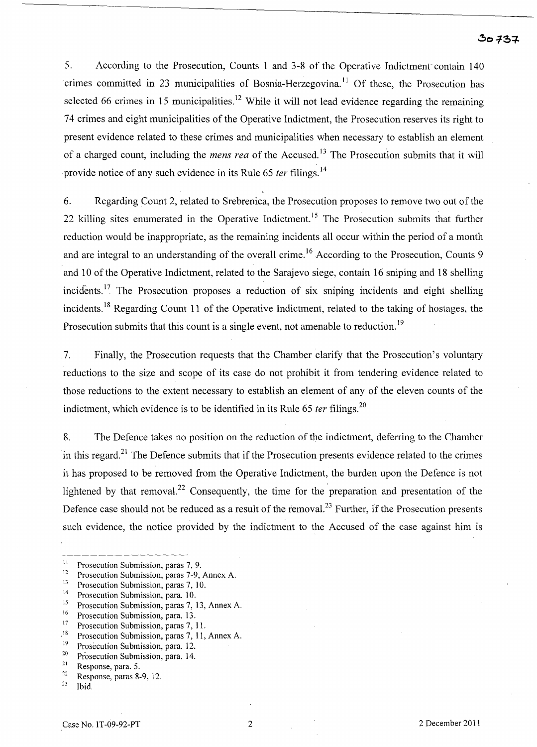5. According to the Prosecution, Counts 1 and 3-8 of the Operative Indictment contain 140 crimes committed in 23 municipalities of Bosnia-Herzegovina.[11] Of these, the Prosecution has selected 66 crimes in 15 municipalities.[12] While it will not lead evidence regarding the remaining 74 crimes and eight municipalities of the Operative Indictment, the Prosecution reserves its right to present evidence related to these crimes and municipalities when necessary to establish an element of a charged count, including the *mens rea* of the Accused.[13] The Prosecution submits that it will provide notice of any such evidence in its Rule 65 *ter* filings.[14]

6. Regarding Count 2, related to Srebrenica, the Prosecution proposes to remove two out of the 22 killing sites enumerated in the Operative Indictment.[15] The Prosecution submits that further reduction would be inappropriate, as the remaining incidents all occur within the period of a month and are integral to an understanding of the overall crime.[16] According to the Prosecution, Counts 9 and 10 of the Operative Indictment, related to the Sarajevo siege, contain 16 sniping and 18 shelling incidents.[17] The Prosecution proposes a reduction of six sniping incidents and eight shelling incidents.[18] Regarding Count 11 of the Operative Indictment, related to the taking of hostages, the Prosecution submits that this count is a single event, not amenable to reduction.[19]

7. Finally, the Prosecution requests that the Chamber clarify that the Prosecution's voluntary reductions to the size and scope of its case do not prohibit it from tendering evidence related to those reductions to the extent necessary to establish an element of any of the eleven counts of the indictment, which evidence is to be identified in its Rule 65 *ter* filings.[20]

8. The Defence takes no position on the reduction of the indictment, deferring to the Chamber in this regard.[21] The Defence submits that if the Prosecution presents evidence related to the crimes it has proposed to be removed from the Operative Indictment, the burden upon the Defence is not lightened by that removal.[22] Consequently, the time for the preparation and presentation of the Defence case should not be reduced as a result of the removal.[23] Further, if the Prosecution presents such evidence, the notice provided by the indictment to the Accused of the case against him is

---

[11] Prosecution Submission, paras 7, 9.

[12] Prosecution Submission, paras 7-9, Annex A.

[13] Prosecution Submission, paras 7, 10.

[14] Prosecution Submission, para. 10.

[15] Prosecution Submission, paras 7, 13, Annex A.

[16] Prosecution Submission, para. 13.

[17] Prosecution Submission, paras 7, 11.

[18] Prosecution Submission, paras 7, 11, Annex A.

[19] Prosecution Submission, para. 12.

[20] Prosecution Submission, para. 14.

[21] Response, para. 5.

[22] Response, paras 8-9, 12.

[23] Ibid.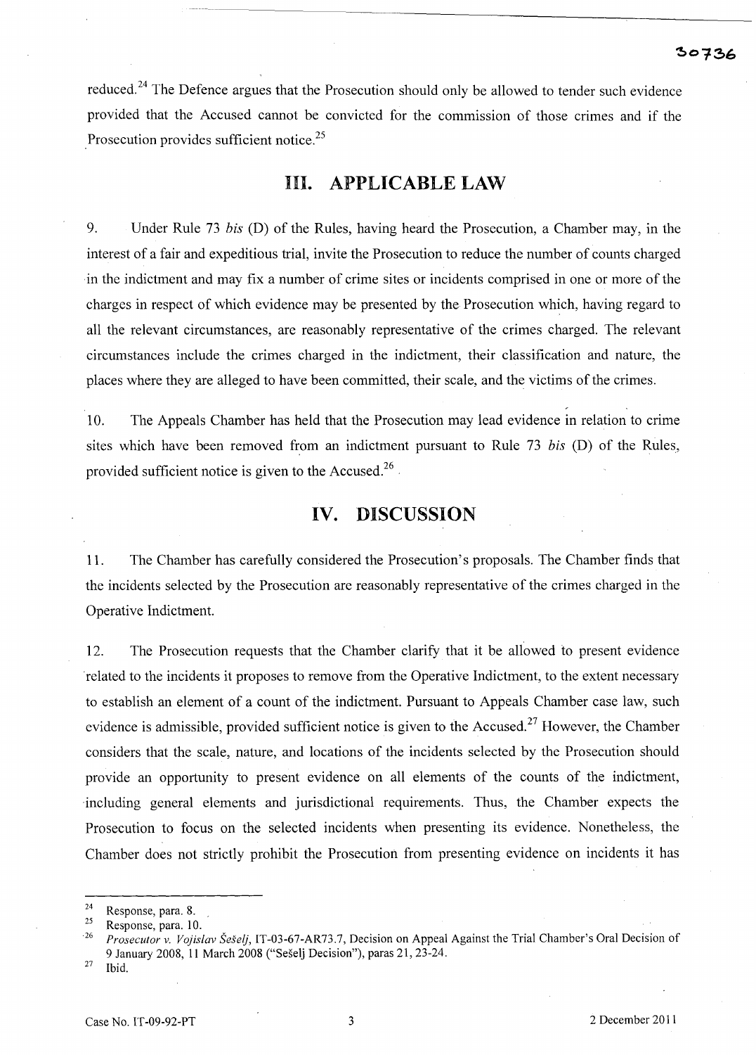reduced.[24] The Defence argues that the Prosecution should only be allowed to tender such evidence provided that the Accused cannot be convicted for the commission of those crimes and if the Prosecution provides sufficient notice.[25]

## III. APPLICABLE LAW

9. Under Rule 73 *bis* (D) of the Rules, having heard the Prosecution, a Chamber may, in the interest of a fair and expeditious trial, invite the Prosecution to reduce the number of counts charged in the indictment and may fix a number of crime sites or incidents comprised in one or more of the charges in respect of which evidence may be presented by the Prosecution which, having regard to all the relevant circumstances, are reasonably representative of the crimes charged. The relevant circumstances include the crimes charged in the indictment, their classification and nature, the places where they are alleged to have been committed, their scale, and the victims of the crimes.

10. The Appeals Chamber has held that the Prosecution may lead evidence in relation to crime sites which have been removed from an indictment pursuant to Rule 73 *bis* (D) of the Rules, provided sufficient notice is given to the Accused.[26]

## IV. DISCUSSION

11. The Chamber has carefully considered the Prosecution's proposals. The Chamber finds that the incidents selected by the Prosecution are reasonably representative of the crimes charged in the Operative Indictment.

12. The Prosecution requests that the Chamber clarify that it be allowed to present evidence related to the incidents it proposes to remove from the Operative Indictment, to the extent necessary to establish an element of a count of the indictment. Pursuant to Appeals Chamber case law, such evidence is admissible, provided sufficient notice is given to the Accused.[27] However, the Chamber considers that the scale, nature, and locations of the incidents selected by the Prosecution should provide an opportunity to present evidence on all elements of the counts of the indictment, including general elements and jurisdictional requirements. Thus, the Chamber expects the Prosecution to focus on the selected incidents when presenting its evidence. Nonetheless, the Chamber does not strictly prohibit the Prosecution from presenting evidence on incidents it has

---

[24] Response, para. 8.

[25] Response, para. 10.

[26] *Prosecutor v. Vojislav Šešelj*, IT-03-67-AR73.7, Decision on Appeal Against the Trial Chamber's Oral Decision of 9 January 2008, 11 March 2008 ("Šešelj Decision"), paras 21, 23-24.

[27] Ibid.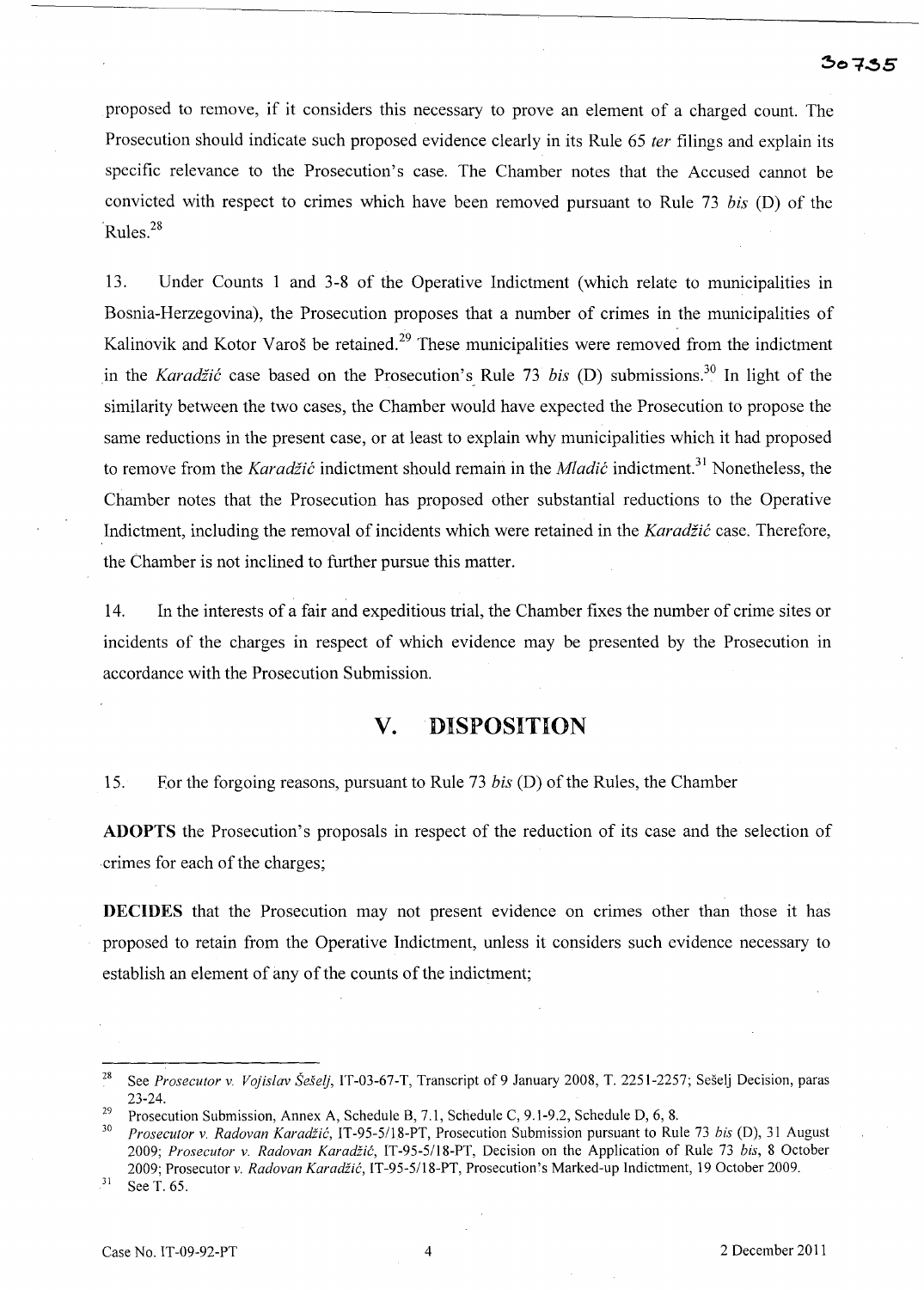proposed to remove, if it considers this necessary to prove an element of a charged count. The Prosecution should indicate such proposed evidence clearly in its Rule 65 *ter* filings and explain its specific relevance to the Prosecution's case. The Chamber notes that the Accused cannot be convicted with respect to crimes which have been removed pursuant to Rule 73 *bis* (D) of the Rules.[28]

13. Under Counts 1 and 3-8 of the Operative Indictment (which relate to municipalities in Bosnia-Herzegovina), the Prosecution proposes that a number of crimes in the municipalities of Kalinovik and Kotor Varoš be retained.[29] These municipalities were removed from the indictment in the *Karadžić* case based on the Prosecution's Rule 73 *bis* (D) submissions.[30] In light of the similarity between the two cases, the Chamber would have expected the Prosecution to propose the same reductions in the present case, or at least to explain why municipalities which it had proposed to remove from the *Karadžić* indictment should remain in the *Mladić* indictment.[31] Nonetheless, the Chamber notes that the Prosecution has proposed other substantial reductions to the Operative Indictment, including the removal of incidents which were retained in the *Karadžić* case. Therefore, the Chamber is not inclined to further pursue this matter.

14. In the interests of a fair and expeditious trial, the Chamber fixes the number of crime sites or incidents of the charges in respect of which evidence may be presented by the Prosecution in accordance with the Prosecution Submission.

## V. DISPOSITION

15. For the forgoing reasons, pursuant to Rule 73 *bis* (D) of the Rules, the Chamber

**ADOPTS** the Prosecution's proposals in respect of the reduction of its case and the selection of crimes for each of the charges;

**DECIDES** that the Prosecution may not present evidence on crimes other than those it has proposed to retain from the Operative Indictment, unless it considers such evidence necessary to establish an element of any of the counts of the indictment;

---

[28] See *Prosecutor v. Vojislav Šešelj*, IT-03-67-T, Transcript of 9 January 2008, T. 2251-2257; Šešelj Decision, paras 23-24.

[29] Prosecution Submission, Annex A, Schedule B, 7.1, Schedule C, 9.1-9.2, Schedule D, 6, 8.

[30] *Prosecutor v. Radovan Karadžić*, IT-95-5/18-PT, Prosecution Submission pursuant to Rule 73 *bis* (D), 31 August 2009; *Prosecutor v. Radovan Karadžić*, IT-95-5/18-PT, Decision on the Application of Rule 73 *bis*, 8 October 2009; Prosecutor *v. Radovan Karadžić*, IT-95-5/18-PT, Prosecution's Marked-up Indictment, 19 October 2009.

[31] See T. 65.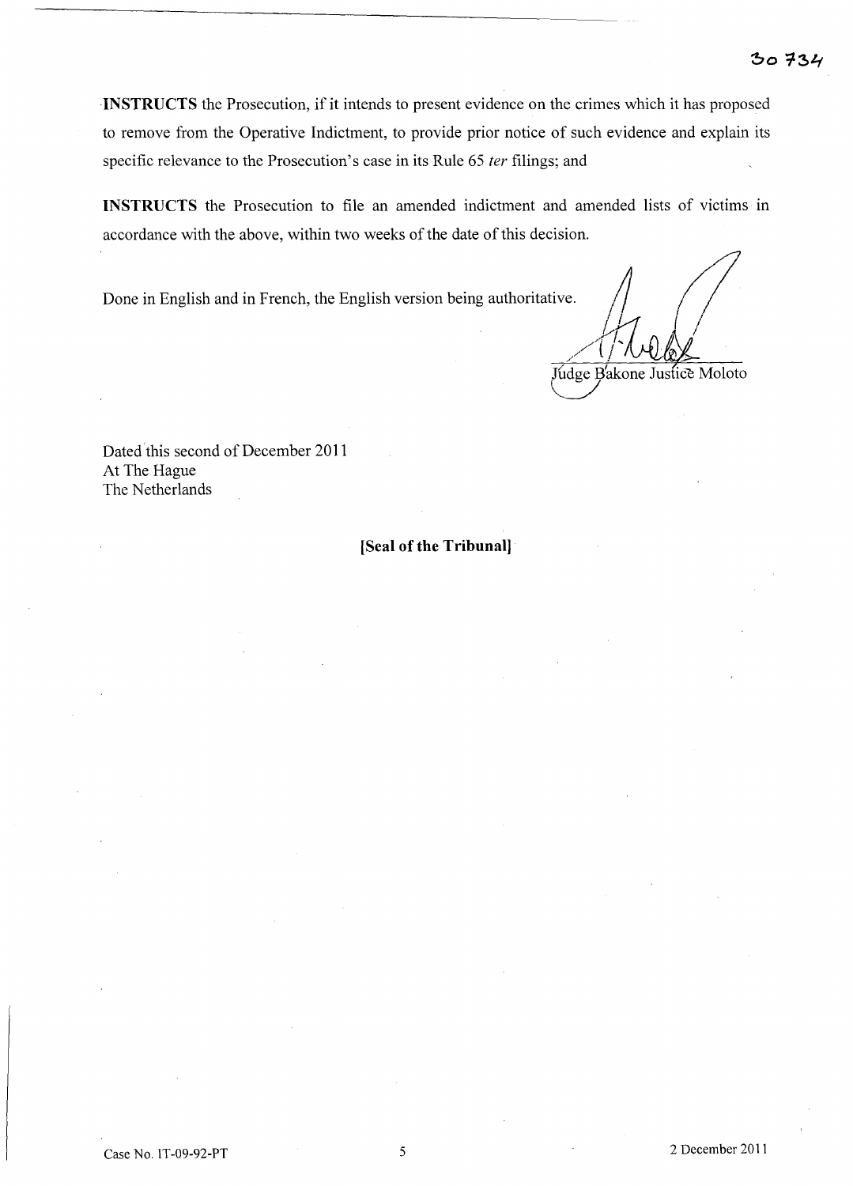**INSTRUCTS** the Prosecution, if it intends to present evidence on the crimes which it has proposed to remove from the Operative Indictment, to provide prior notice of such evidence and explain its specific relevance to the Prosecution's case in its Rule 65 *ter* filings; and

**INSTRUCTS** the Prosecution to file an amended indictment and amended lists of victims in accordance with the above, within two weeks of the date of this decision.

Done in English and in French, the English version being authoritative.

Judge Bakone Justice Moloto

Dated this second of December 2011
At The Hague
The Netherlands

**[Seal of the Tribunal]**